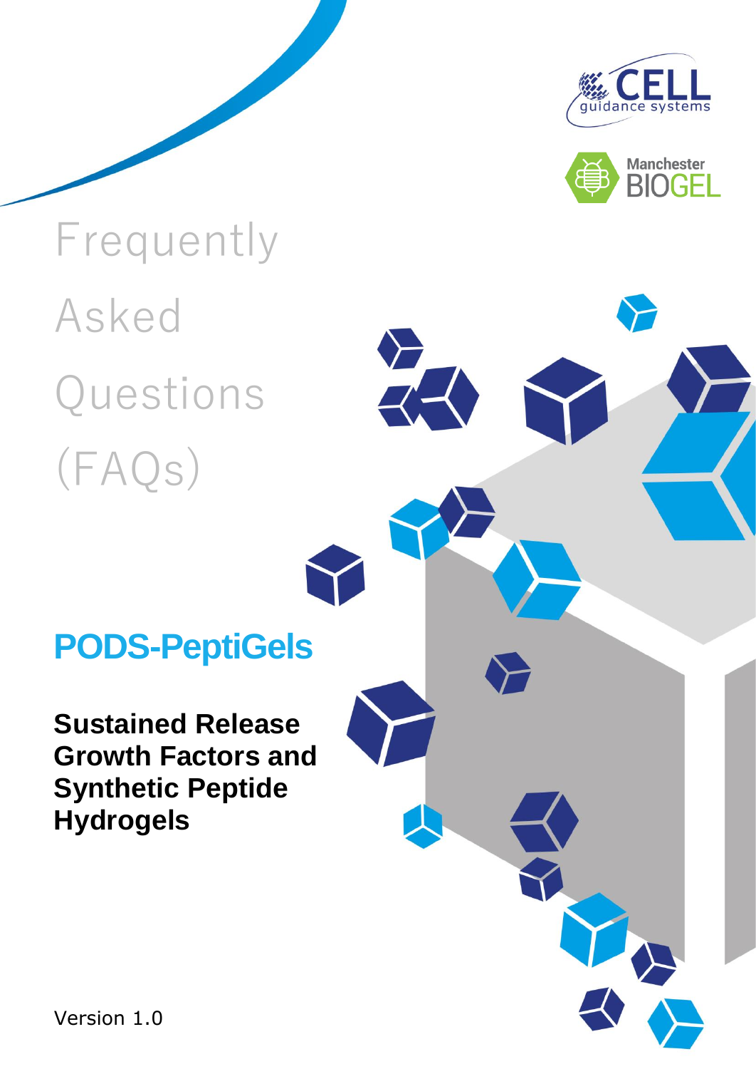CELL guidance systems

Manchester BIOGEL

# Frequently Asked Questions (FAQs)

## PODS-PeptiGels

**Sustained Release Growth Factors and Synthetic Peptide Hydrogels**

Version 1.0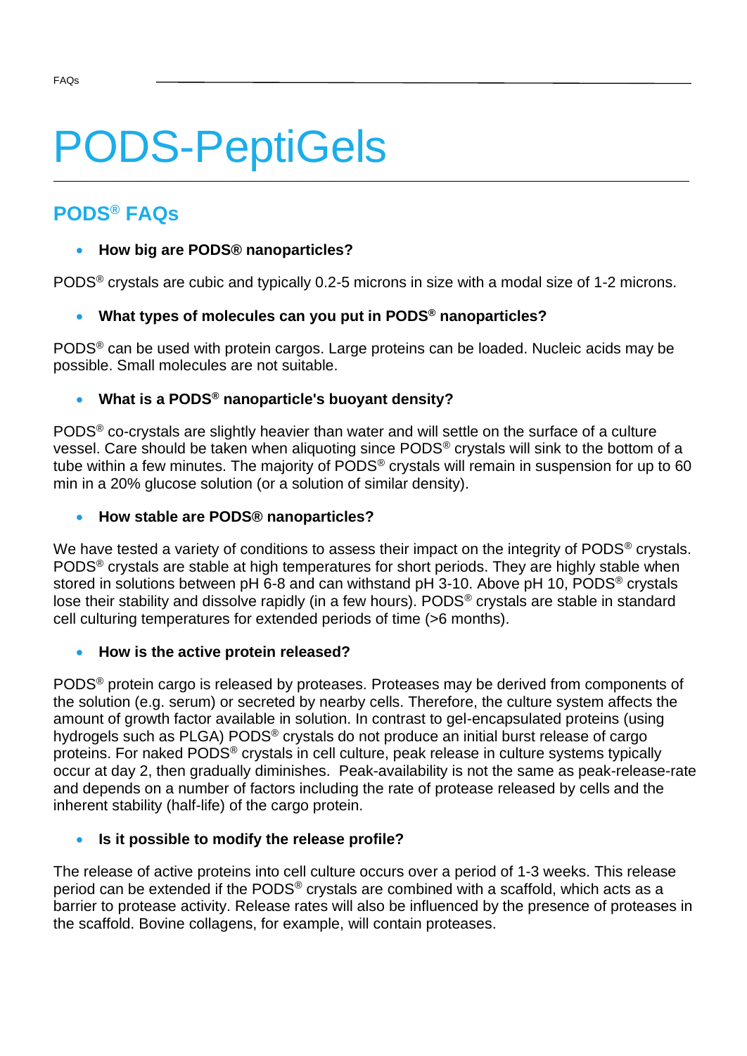# PODS-PeptiGels

## PODS® FAQs

- **How big are PODS® nanoparticles?**

PODS® crystals are cubic and typically 0.2-5 microns in size with a modal size of 1-2 microns.

- **What types of molecules can you put in PODS® nanoparticles?**

PODS® can be used with protein cargos. Large proteins can be loaded. Nucleic acids may be possible. Small molecules are not suitable.

- **What is a PODS® nanoparticle's buoyant density?**

PODS® co-crystals are slightly heavier than water and will settle on the surface of a culture vessel. Care should be taken when aliquoting since PODS® crystals will sink to the bottom of a tube within a few minutes. The majority of PODS® crystals will remain in suspension for up to 60 min in a 20% glucose solution (or a solution of similar density).

- **How stable are PODS® nanoparticles?**

We have tested a variety of conditions to assess their impact on the integrity of PODS® crystals. PODS® crystals are stable at high temperatures for short periods. They are highly stable when stored in solutions between pH 6-8 and can withstand pH 3-10. Above pH 10, PODS® crystals lose their stability and dissolve rapidly (in a few hours). PODS® crystals are stable in standard cell culturing temperatures for extended periods of time (>6 months).

- **How is the active protein released?**

PODS® protein cargo is released by proteases. Proteases may be derived from components of the solution (e.g. serum) or secreted by nearby cells. Therefore, the culture system affects the amount of growth factor available in solution. In contrast to gel-encapsulated proteins (using hydrogels such as PLGA) PODS® crystals do not produce an initial burst release of cargo proteins. For naked PODS® crystals in cell culture, peak release in culture systems typically occur at day 2, then gradually diminishes. Peak-availability is not the same as peak-release-rate and depends on a number of factors including the rate of protease released by cells and the inherent stability (half-life) of the cargo protein.

- **Is it possible to modify the release profile?**

The release of active proteins into cell culture occurs over a period of 1-3 weeks. This release period can be extended if the PODS® crystals are combined with a scaffold, which acts as a barrier to protease activity. Release rates will also be influenced by the presence of proteases in the scaffold. Bovine collagens, for example, will contain proteases.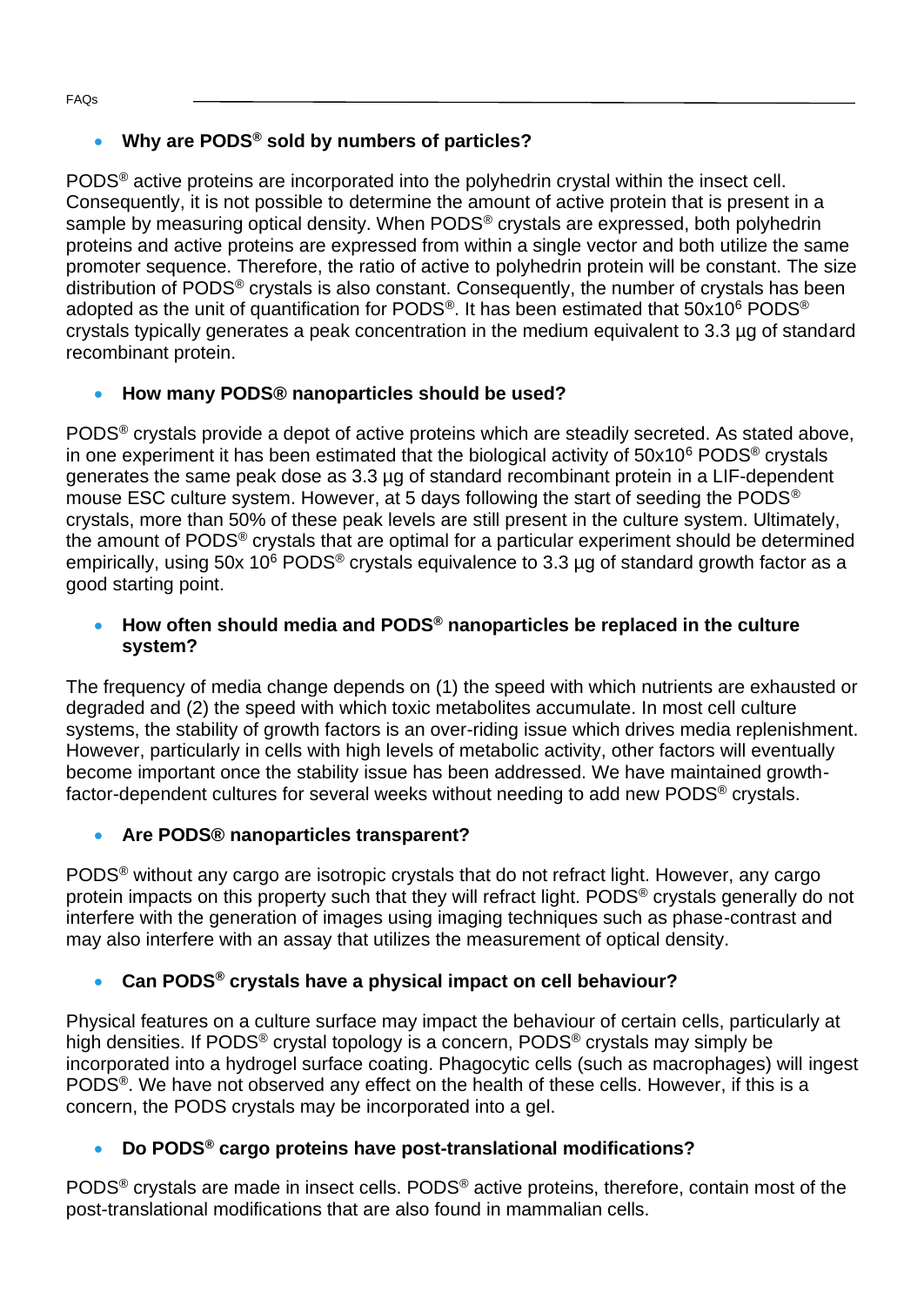- **Why are PODS® sold by numbers of particles?**

PODS® active proteins are incorporated into the polyhedrin crystal within the insect cell. Consequently, it is not possible to determine the amount of active protein that is present in a sample by measuring optical density. When PODS® crystals are expressed, both polyhedrin proteins and active proteins are expressed from within a single vector and both utilize the same promoter sequence. Therefore, the ratio of active to polyhedrin protein will be constant. The size distribution of PODS® crystals is also constant. Consequently, the number of crystals has been adopted as the unit of quantification for PODS®. It has been estimated that $50 \times 10^6$ PODS® crystals typically generates a peak concentration in the medium equivalent to 3.3 µg of standard recombinant protein.

- **How many PODS® nanoparticles should be used?**

PODS® crystals provide a depot of active proteins which are steadily secreted. As stated above, in one experiment it has been estimated that the biological activity of $50 \times 10^6$ PODS® crystals generates the same peak dose as 3.3 µg of standard recombinant protein in a LIF-dependent mouse ESC culture system. However, at 5 days following the start of seeding the PODS® crystals, more than 50% of these peak levels are still present in the culture system. Ultimately, the amount of PODS® crystals that are optimal for a particular experiment should be determined empirically, using $50 \times 10^6$ PODS® crystals equivalence to 3.3 µg of standard growth factor as a good starting point.

- **How often should media and PODS® nanoparticles be replaced in the culture system?**

The frequency of media change depends on (1) the speed with which nutrients are exhausted or degraded and (2) the speed with which toxic metabolites accumulate. In most cell culture systems, the stability of growth factors is an over-riding issue which drives media replenishment. However, particularly in cells with high levels of metabolic activity, other factors will eventually become important once the stability issue has been addressed. We have maintained growth-factor-dependent cultures for several weeks without needing to add new PODS® crystals.

- **Are PODS® nanoparticles transparent?**

PODS® without any cargo are isotropic crystals that do not refract light. However, any cargo protein impacts on this property such that they will refract light. PODS® crystals generally do not interfere with the generation of images using imaging techniques such as phase-contrast and may also interfere with an assay that utilizes the measurement of optical density.

- **Can PODS® crystals have a physical impact on cell behaviour?**

Physical features on a culture surface may impact the behaviour of certain cells, particularly at high densities. If PODS® crystal topology is a concern, PODS® crystals may simply be incorporated into a hydrogel surface coating. Phagocytic cells (such as macrophages) will ingest PODS®. We have not observed any effect on the health of these cells. However, if this is a concern, the PODS crystals may be incorporated into a gel.

- **Do PODS® cargo proteins have post-translational modifications?**

PODS® crystals are made in insect cells. PODS® active proteins, therefore, contain most of the post-translational modifications that are also found in mammalian cells.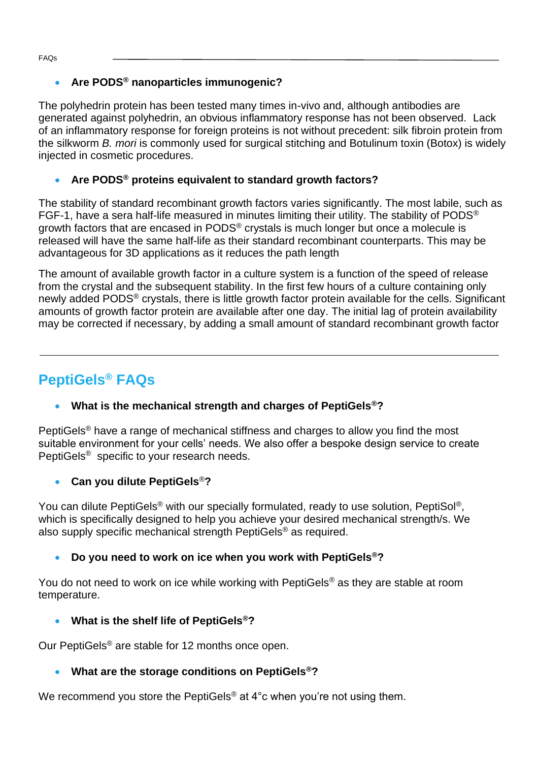- **Are PODS® nanoparticles immunogenic?**

The polyhedrin protein has been tested many times in-vivo and, although antibodies are generated against polyhedrin, an obvious inflammatory response has not been observed. Lack of an inflammatory response for foreign proteins is not without precedent: silk fibroin protein from the silkworm *B. mori* is commonly used for surgical stitching and Botulinum toxin (Botox) is widely injected in cosmetic procedures.

- **Are PODS® proteins equivalent to standard growth factors?**

The stability of standard recombinant growth factors varies significantly. The most labile, such as FGF-1, have a sera half-life measured in minutes limiting their utility. The stability of PODS® growth factors that are encased in PODS® crystals is much longer but once a molecule is released will have the same half-life as their standard recombinant counterparts. This may be advantageous for 3D applications as it reduces the path length

The amount of available growth factor in a culture system is a function of the speed of release from the crystal and the subsequent stability. In the first few hours of a culture containing only newly added PODS® crystals, there is little growth factor protein available for the cells. Significant amounts of growth factor protein are available after one day. The initial lag of protein availability may be corrected if necessary, by adding a small amount of standard recombinant growth factor

---

## PeptiGels® FAQs

- **What is the mechanical strength and charges of PeptiGels®?**

PeptiGels® have a range of mechanical stiffness and charges to allow you find the most suitable environment for your cells' needs. We also offer a bespoke design service to create PeptiGels® specific to your research needs.

- **Can you dilute PeptiGels®?**

You can dilute PeptiGels® with our specially formulated, ready to use solution, PeptiSol®, which is specifically designed to help you achieve your desired mechanical strength/s. We also supply specific mechanical strength PeptiGels® as required.

- **Do you need to work on ice when you work with PeptiGels®?**

You do not need to work on ice while working with PeptiGels® as they are stable at room temperature.

- **What is the shelf life of PeptiGels®?**

Our PeptiGels® are stable for 12 months once open.

- **What are the storage conditions on PeptiGels®?**

We recommend you store the PeptiGels® at 4°c when you're not using them.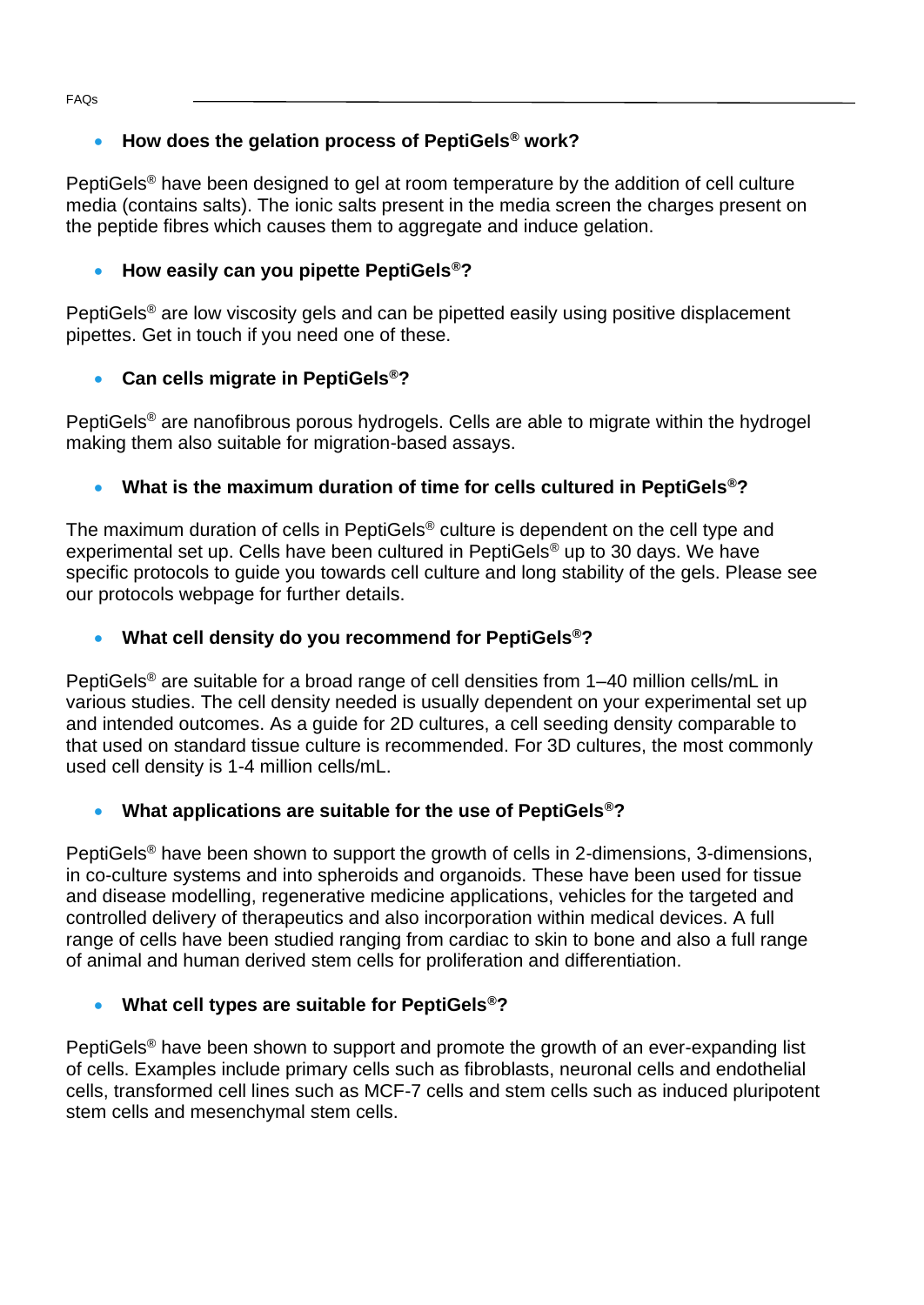- **How does the gelation process of PeptiGels® work?**

PeptiGels® have been designed to gel at room temperature by the addition of cell culture media (contains salts). The ionic salts present in the media screen the charges present on the peptide fibres which causes them to aggregate and induce gelation.

- **How easily can you pipette PeptiGels®?**

PeptiGels® are low viscosity gels and can be pipetted easily using positive displacement pipettes. Get in touch if you need one of these.

- **Can cells migrate in PeptiGels®?**

PeptiGels® are nanofibrous porous hydrogels. Cells are able to migrate within the hydrogel making them also suitable for migration-based assays.

- **What is the maximum duration of time for cells cultured in PeptiGels®?**

The maximum duration of cells in PeptiGels® culture is dependent on the cell type and experimental set up. Cells have been cultured in PeptiGels® up to 30 days. We have specific protocols to guide you towards cell culture and long stability of the gels. Please see our protocols webpage for further details.

- **What cell density do you recommend for PeptiGels®?**

PeptiGels® are suitable for a broad range of cell densities from 1–40 million cells/mL in various studies. The cell density needed is usually dependent on your experimental set up and intended outcomes. As a guide for 2D cultures, a cell seeding density comparable to that used on standard tissue culture is recommended. For 3D cultures, the most commonly used cell density is 1-4 million cells/mL.

- **What applications are suitable for the use of PeptiGels®?**

PeptiGels® have been shown to support the growth of cells in 2-dimensions, 3-dimensions, in co-culture systems and into spheroids and organoids. These have been used for tissue and disease modelling, regenerative medicine applications, vehicles for the targeted and controlled delivery of therapeutics and also incorporation within medical devices. A full range of cells have been studied ranging from cardiac to skin to bone and also a full range of animal and human derived stem cells for proliferation and differentiation.

- **What cell types are suitable for PeptiGels®?**

PeptiGels® have been shown to support and promote the growth of an ever-expanding list of cells. Examples include primary cells such as fibroblasts, neuronal cells and endothelial cells, transformed cell lines such as MCF-7 cells and stem cells such as induced pluripotent stem cells and mesenchymal stem cells.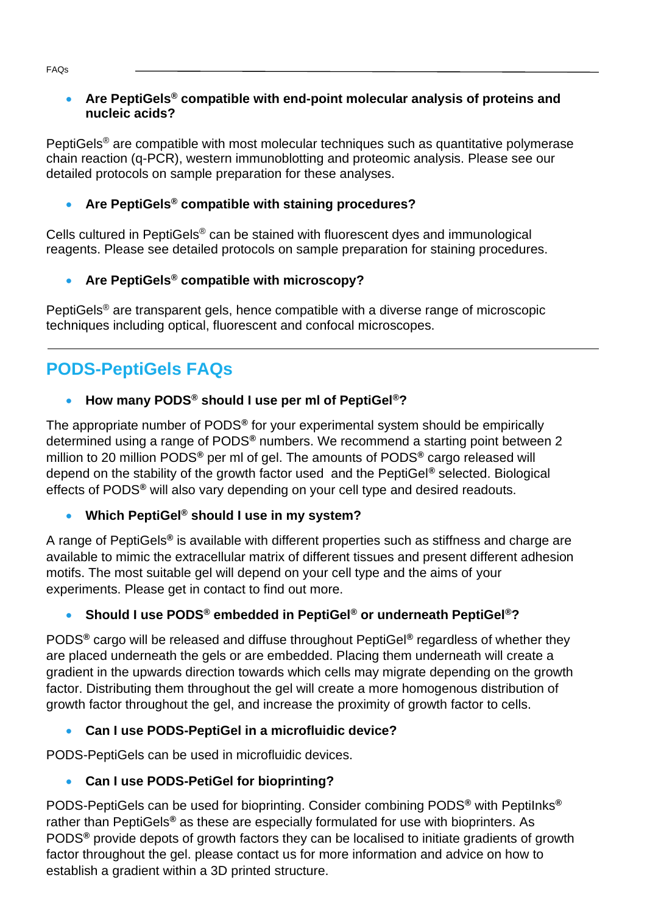- **Are PeptiGels® compatible with end-point molecular analysis of proteins and nucleic acids?**

PeptiGels® are compatible with most molecular techniques such as quantitative polymerase chain reaction (q-PCR), western immunoblotting and proteomic analysis. Please see our detailed protocols on sample preparation for these analyses.

- **Are PeptiGels® compatible with staining procedures?**

Cells cultured in PeptiGels® can be stained with fluorescent dyes and immunological reagents. Please see detailed protocols on sample preparation for staining procedures.

- **Are PeptiGels® compatible with microscopy?**

PeptiGels® are transparent gels, hence compatible with a diverse range of microscopic techniques including optical, fluorescent and confocal microscopes.

---

## PODS-PeptiGels FAQs

- **How many PODS® should I use per ml of PeptiGel®?**

The appropriate number of PODS® for your experimental system should be empirically determined using a range of PODS® numbers. We recommend a starting point between 2 million to 20 million PODS® per ml of gel. The amounts of PODS® cargo released will depend on the stability of the growth factor used  and the PeptiGel® selected. Biological effects of PODS® will also vary depending on your cell type and desired readouts.

- **Which PeptiGel® should I use in my system?**

A range of PeptiGels® is available with different properties such as stiffness and charge are available to mimic the extracellular matrix of different tissues and present different adhesion motifs. The most suitable gel will depend on your cell type and the aims of your experiments. Please get in contact to find out more.

- **Should I use PODS® embedded in PeptiGel® or underneath PeptiGel®?**

PODS® cargo will be released and diffuse throughout PeptiGel® regardless of whether they are placed underneath the gels or are embedded. Placing them underneath will create a gradient in the upwards direction towards which cells may migrate depending on the growth factor. Distributing them throughout the gel will create a more homogenous distribution of growth factor throughout the gel, and increase the proximity of growth factor to cells.

- **Can I use PODS-PeptiGel in a microfluidic device?**

PODS-PeptiGels can be used in microfluidic devices.

- **Can I use PODS-PetiGel for bioprinting?**

PODS-PeptiGels can be used for bioprinting. Consider combining PODS® with PeptiInks® rather than PeptiGels® as these are especially formulated for use with bioprinters. As PODS® provide depots of growth factors they can be localised to initiate gradients of growth factor throughout the gel. please contact us for more information and advice on how to establish a gradient within a 3D printed structure.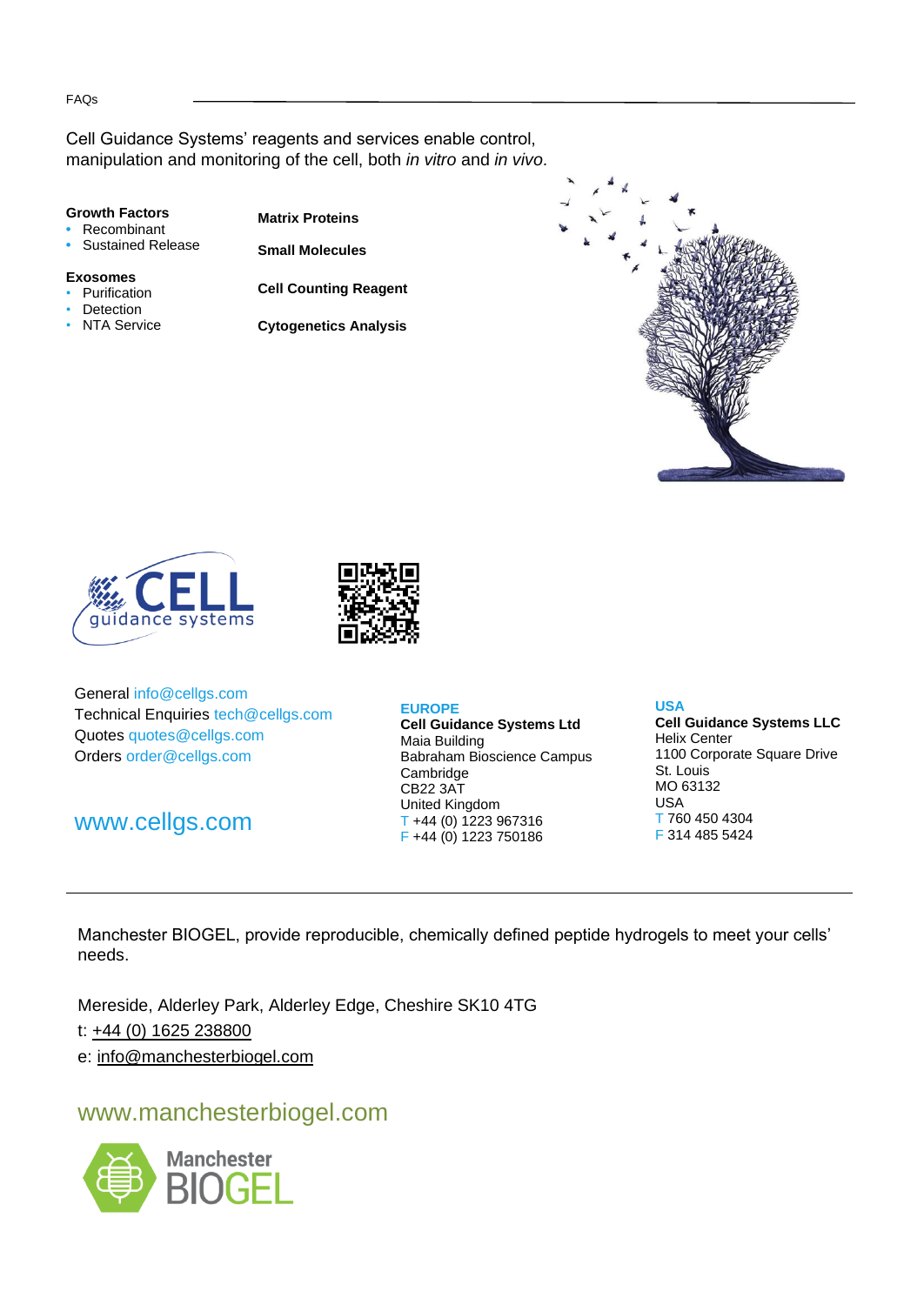Cell Guidance Systems' reagents and services enable control, manipulation and monitoring of the cell, both *in vitro* and *in vivo*.

**Growth Factors**
- Recombinant
- Sustained Release

**Exosomes**
- Purification
- Detection
- NTA Service

**Matrix Proteins**

**Small Molecules**

**Cell Counting Reagent**

**Cytogenetics Analysis**

CELL guidance systems

General info@cellgs.com
Technical Enquiries tech@cellgs.com
Quotes quotes@cellgs.com
Orders order@cellgs.com

www.cellgs.com

**EUROPE**
**Cell Guidance Systems Ltd**
Maia Building
Babraham Bioscience Campus
Cambridge
CB22 3AT
United Kingdom
T +44 (0) 1223 967316
F +44 (0) 1223 750186

**USA**
**Cell Guidance Systems LLC**
Helix Center
1100 Corporate Square Drive
St. Louis
MO 63132
USA
T 760 450 4304
F 314 485 5424

---

Manchester BIOGEL, provide reproducible, chemically defined peptide hydrogels to meet your cells' needs.

Mereside, Alderley Park, Alderley Edge, Cheshire SK10 4TG
t: +44 (0) 1625 238800
e: info@manchesterbiogel.com

www.manchesterbiogel.com

Manchester BIOGEL